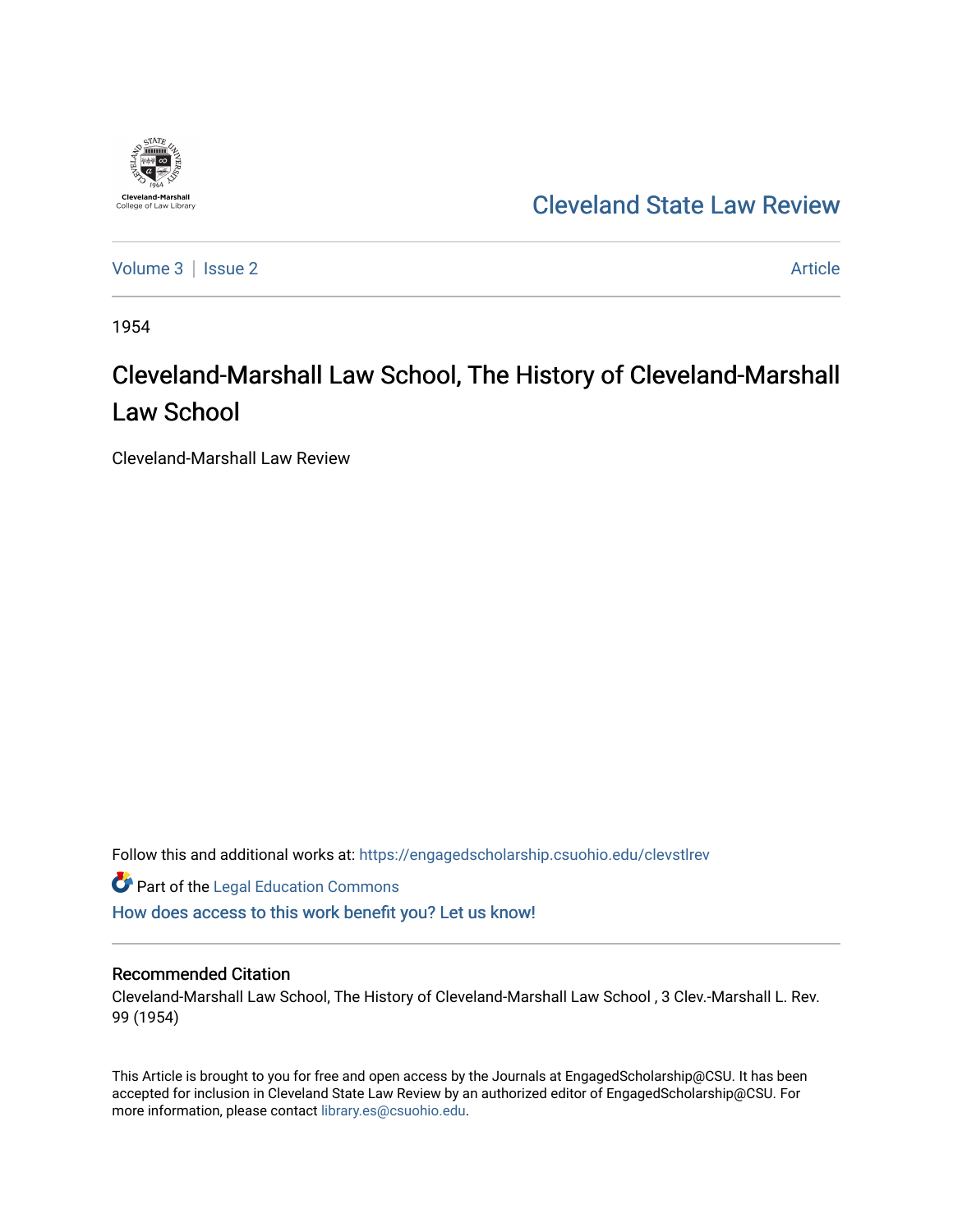Cleveland State Law Review

Volume 3 | Issue 2 Article

1954

# Cleveland-Marshall Law School, The History of Cleveland-Marshall Law School

Cleveland-Marshall Law Review

Follow this and additional works at: https://engagedscholarship.csuohio.edu/clevstlrev

Part of the Legal Education Commons

How does access to this work benefit you? Let us know!

## Recommended Citation

Cleveland-Marshall Law School, The History of Cleveland-Marshall Law School , 3 Clev.-Marshall L. Rev. 99 (1954)

This Article is brought to you for free and open access by the Journals at EngagedScholarship@CSU. It has been accepted for inclusion in Cleveland State Law Review by an authorized editor of EngagedScholarship@CSU. For more information, please contact library.es@csuohio.edu.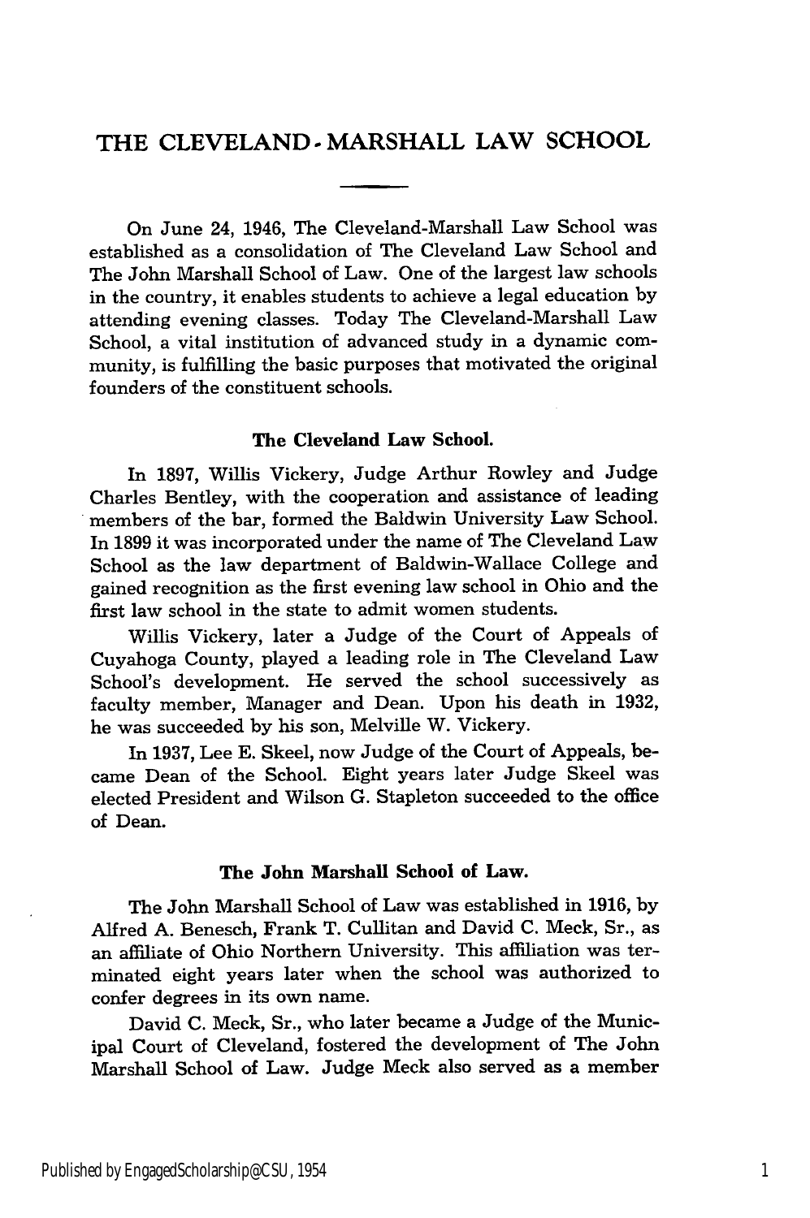# THE CLEVELAND-MARSHALL LAW SCHOOL

On June 24, 1946, The Cleveland-Marshall Law School was established as a consolidation of The Cleveland Law School and The John Marshall School of Law. One of the largest law schools in the country, it enables students to achieve a legal education by attending evening classes. Today The Cleveland-Marshall Law School, a vital institution of advanced study in a dynamic community, is fulfilling the basic purposes that motivated the original founders of the constituent schools.

### The Cleveland Law School.

In 1897, Willis Vickery, Judge Arthur Rowley and Judge Charles Bentley, with the cooperation and assistance of leading members of the bar, formed the Baldwin University Law School. In 1899 it was incorporated under the name of The Cleveland Law School as the law department of Baldwin-Wallace College and gained recognition as the first evening law school in Ohio and the first law school in the state to admit women students.

Willis Vickery, later a Judge of the Court of Appeals of Cuyahoga County, played a leading role in The Cleveland Law School's development. He served the school successively as faculty member, Manager and Dean. Upon his death in 1932, he was succeeded by his son, Melville W. Vickery.

In 1937, Lee E. Skeel, now Judge of the Court of Appeals, became Dean of the School. Eight years later Judge Skeel was elected President and Wilson G. Stapleton succeeded to the office of Dean.

### The John Marshall School of Law.

The John Marshall School of Law was established in 1916, by Alfred A. Benesch, Frank T. Cullitan and David C. Meck, Sr., as an affiliate of Ohio Northern University. This affiliation was terminated eight years later when the school was authorized to confer degrees in its own name.

David C. Meck, Sr., who later became a Judge of the Municipal Court of Cleveland, fostered the development of The John Marshall School of Law. Judge Meck also served as a member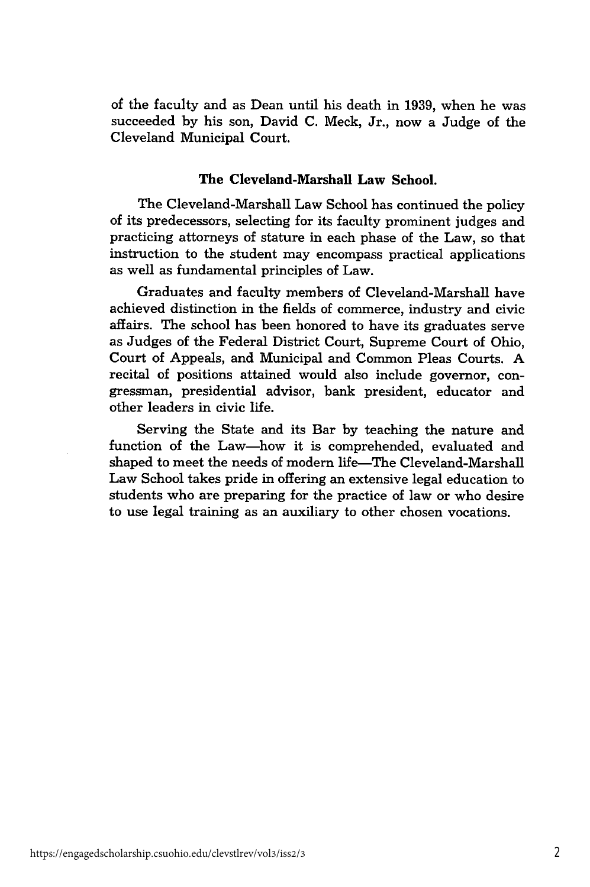of the faculty and as Dean until his death in 1939, when he was succeeded by his son, David C. Meck, Jr., now a Judge of the Cleveland Municipal Court.

### The Cleveland-Marshall Law School.

The Cleveland-Marshall Law School has continued the policy of its predecessors, selecting for its faculty prominent judges and practicing attorneys of stature in each phase of the Law, so that instruction to the student may encompass practical applications as well as fundamental principles of Law.

Graduates and faculty members of Cleveland-Marshall have achieved distinction in the fields of commerce, industry and civic affairs. The school has been honored to have its graduates serve as Judges of the Federal District Court, Supreme Court of Ohio, Court of Appeals, and Municipal and Common Pleas Courts. A recital of positions attained would also include governor, congressman, presidential advisor, bank president, educator and other leaders in civic life.

Serving the State and its Bar by teaching the nature and function of the Law—how it is comprehended, evaluated and shaped to meet the needs of modern life—The Cleveland-Marshall Law School takes pride in offering an extensive legal education to students who are preparing for the practice of law or who desire to use legal training as an auxiliary to other chosen vocations.